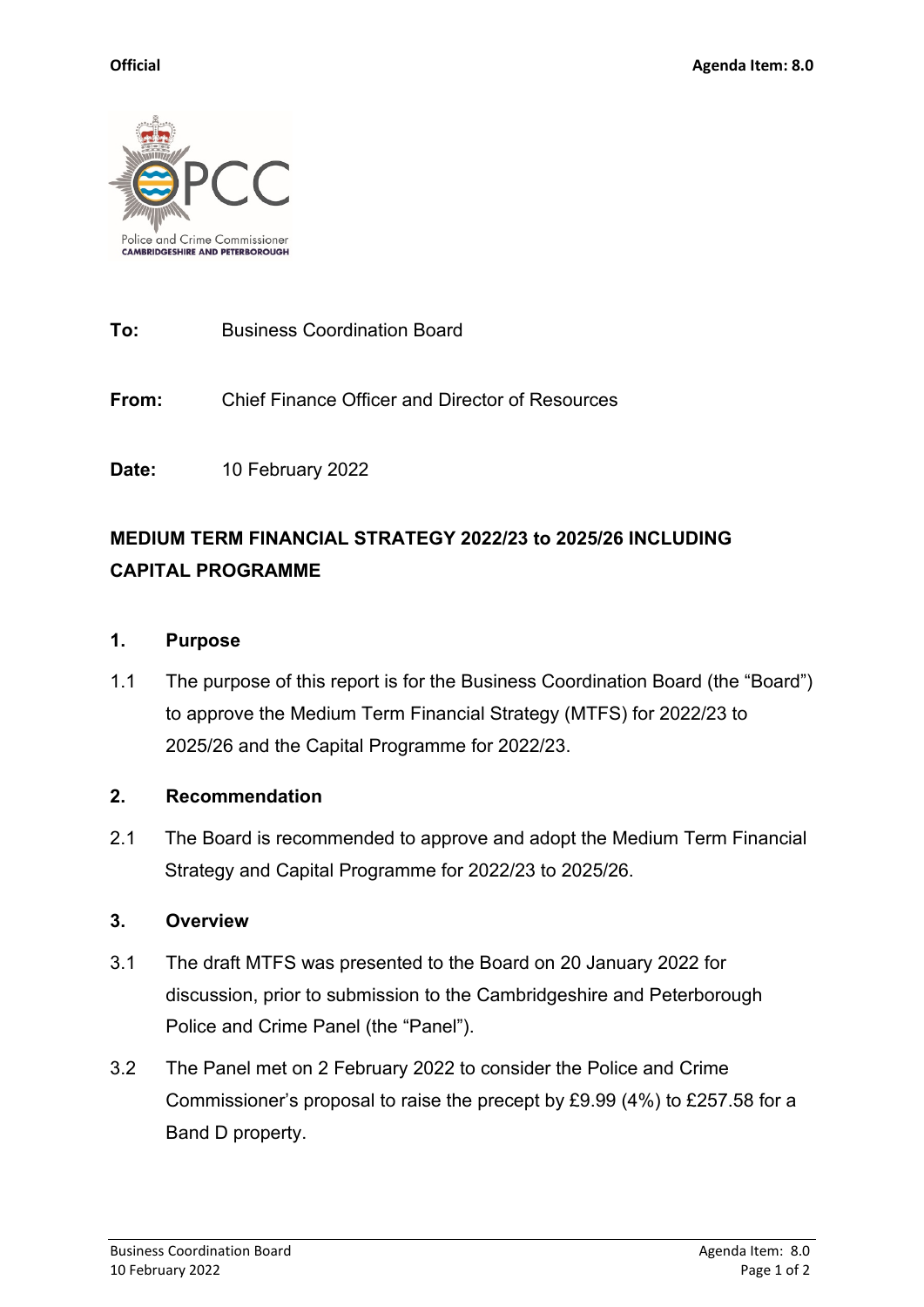**Official** **Agenda Item: 8.0**

Police and Crime Commissioner
CAMBRIDGESHIRE AND PETERBOROUGH

**To:** Business Coordination Board

**From:** Chief Finance Officer and Director of Resources

**Date:** 10 February 2022

## MEDIUM TERM FINANCIAL STRATEGY 2022/23 to 2025/26 INCLUDING CAPITAL PROGRAMME

### 1. Purpose

1.1 The purpose of this report is for the Business Coordination Board (the "Board") to approve the Medium Term Financial Strategy (MTFS) for 2022/23 to 2025/26 and the Capital Programme for 2022/23.

### 2. Recommendation

2.1 The Board is recommended to approve and adopt the Medium Term Financial Strategy and Capital Programme for 2022/23 to 2025/26.

### 3. Overview

3.1 The draft MTFS was presented to the Board on 20 January 2022 for discussion, prior to submission to the Cambridgeshire and Peterborough Police and Crime Panel (the "Panel").

3.2 The Panel met on 2 February 2022 to consider the Police and Crime Commissioner's proposal to raise the precept by £9.99 (4%) to £257.58 for a Band D property.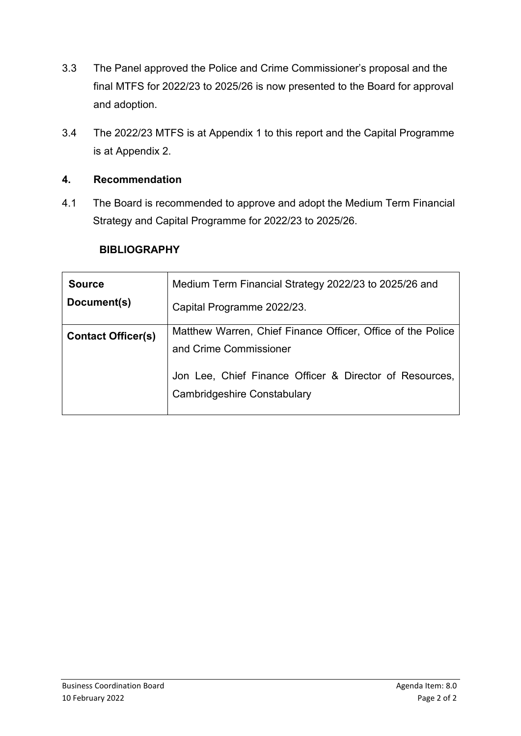3.3 The Panel approved the Police and Crime Commissioner's proposal and the final MTFS for 2022/23 to 2025/26 is now presented to the Board for approval and adoption.

3.4 The 2022/23 MTFS is at Appendix 1 to this report and the Capital Programme is at Appendix 2.

## 4. Recommendation

4.1 The Board is recommended to approve and adopt the Medium Term Financial Strategy and Capital Programme for 2022/23 to 2025/26.

### BIBLIOGRAPHY

| | |
|---|---|
| **Source Document(s)** | Medium Term Financial Strategy 2022/23 to 2025/26 and Capital Programme 2022/23. |
| **Contact Officer(s)** | Matthew Warren, Chief Finance Officer, Office of the Police and Crime Commissioner<br><br>Jon Lee, Chief Finance Officer & Director of Resources, Cambridgeshire Constabulary |